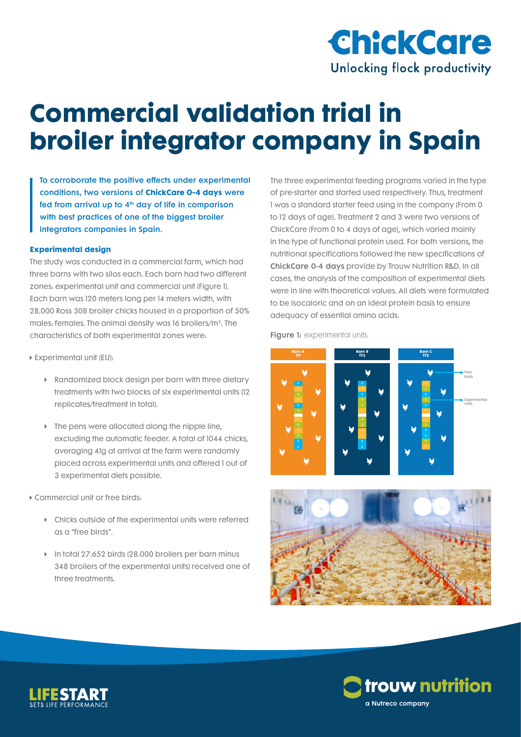# Commercial validation trial in broiler integrator company in Spain

To corroborate the positive effects under experimental conditions, two versions of **ChickCare 0-4 days** were fed from arrival up to 4th day of life in comparison with best practices of one of the biggest broiler integrators companies in Spain.

### Experimental design

The study was conducted in a commercial farm, which had three barns with two silos each. Each barn had two different zones: experimental unit and commercial unit (Figure 1). Each barn was 120 meters long per 14 meters width, with 28.000 Ross 308 broiler chicks housed in a proportion of 50% males: females. The animal density was 16 broilers/m². The characteristics of both experimental zones were:

- Experimental unit (EU):
  - Randomized block design per barn with three dietary treatments with two blocks of six experimental units (12 replicates/treatment in total).
  - The pens were allocated along the nipple line, excluding the automatic feeder. A total of 1044 chicks, averaging 41g at arrival at the farm were randomly placed across experimental units and offered 1 out of 3 experimental diets possible.
- Commercial unit or free birds:
  - Chicks outside of the experimental units were referred as a "free birds".
  - In total 27.652 birds (28.000 broilers per barn minus 348 broilers of the experimental units) received one of three treatments.

The three experimental feeding programs varied in the type of pre-starter and started used respectively. Thus, treatment 1 was a standard starter feed using in the company (From 0 to 12 days of age). Treatment 2 and 3 were two versions of ChickCare (From 0 to 4 days of age), which varied mainly in the type of functional protein used. For both versions, the nutritional specifications followed the new specifications of **ChickCare 0-4 days** provide by Trouw Nutrition R&D. In all cases, the analysis of the composition of experimental diets were in line with theoretical values. All diets were formulated to be isocaloric and on an ideal protein basis to ensure adequacy of essential amino acids.

**Figure 1:** experimental units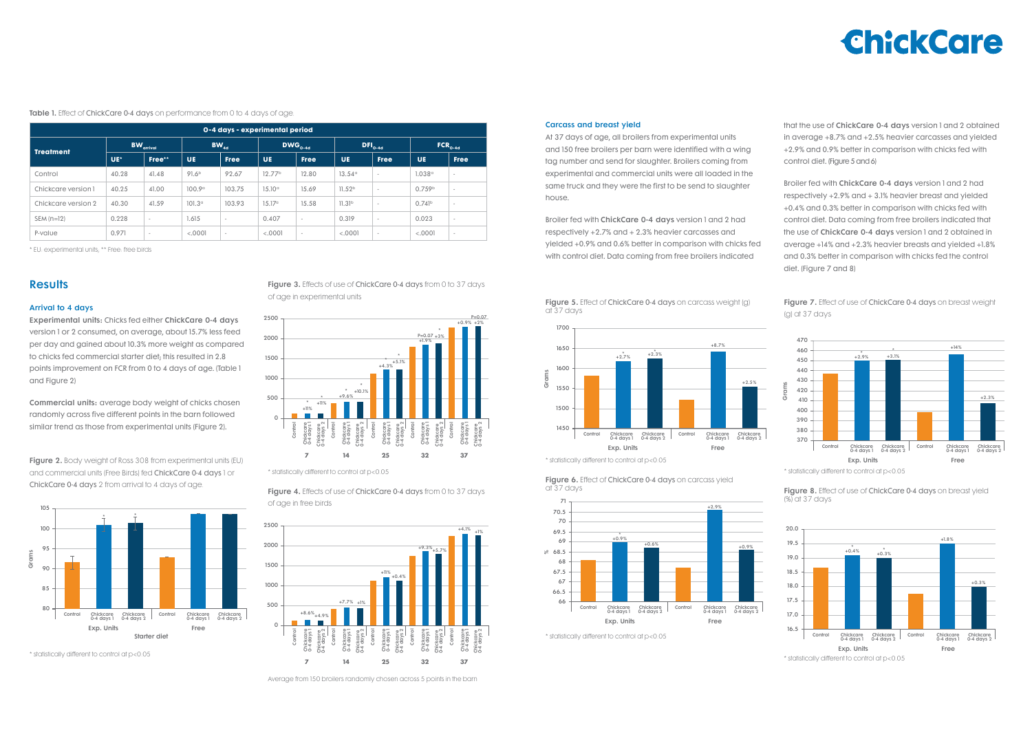**Table 1.** Effect of ChickCare 0-4 days on performance from 0 to 4 days of age

| Treatment | $BW_{arrival}$ | | $BW_{4d}$ | | $DWG_{0\text{-}4d}$ | | $DFI_{0\text{-}4d}$ | | $FCR_{0\text{-}4d}$ | |
|---|---|---|---|---|---|---|---|---|---|---|
| | UE* | Free** | UE | Free | UE | Free | UE | Free | UE | Free |
| Control | 40.28 | 41.48 | 91.6[b] | 92.67 | 12.77[b] | 12.80 | 13.54[a] | - | 1.038[a] | - |
| Chickcare version 1 | 40.25 | 41.00 | 100.9[a] | 103.75 | 15.10[a] | 15.69 | 11.52[b] | - | 0.759[b] | - |
| Chickcare version 2 | 40.30 | 41.59 | 101.3[a] | 103.93 | 15.17[a] | 15.58 | 11.31[b] | - | 0.741[b] | - |
| SEM (n=12) | 0.228 | - | 1.615 | - | 0.407 | - | 0.319 | - | 0.023 | - |
| P-value | 0.971 | - | <.0001 | - | <.0001 | - | <.0001 | - | <.0001 | - |

0-4 days - experimental period

* EU: experimental units, ** Free: free birds

## Results

### Arrival to 4 days

**Experimental units:** Chicks fed either **ChickCare 0-4 days** version 1 or 2 consumed, on average, about 15.7% less feed per day and gained about 10.3% more weight as compared to chicks fed commercial starter diet; this resulted in 2.8 points improvement on FCR from 0 to 4 days of age. (Table 1 and Figure 2)

**Commercial units:** average body weight of chicks chosen randomly across five different points in the barn followed similar trend as those from experimental units (Figure 2).

**Figure 2.** Body weight of Ross 308 from experimental units (EU) and commercial units (Free Birds) fed ChickCare 0-4 days 1 or ChickCare 0-4 days 2 from arrival to 4 days of age.

* statistically different to control at p<0.05

**Figure 3.** Effects of use of ChickCare 0-4 days from 0 to 37 days of age in experimental units

* statistically different to control at p<0.05

**Figure 4.** Effects of use of ChickCare 0-4 days from 0 to 37 days of age in free birds

Average from 150 broilers randomly chosen across 5 points in the barn

### Carcass and breast yield

At 37 days of age, all broilers from experimental units and 150 free broilers per barn were identified with a wing tag number and send for slaughter. Broilers coming from experimental and commercial units were all loaded in the same truck and they were the first to be send to slaughter house.

Broiler fed with **ChickCare 0-4 days** version 1 and 2 had respectively +2.7% and + 2.3% heavier carcasses and yielded +0.9% and 0.6% better in comparison with chicks fed with control diet. Data coming from free broilers indicated that the use of **ChickCare 0-4 days** version 1 and 2 obtained in average +8.7% and +2.5% heavier carcasses and yielded +2.9% and 0.9% better in comparison with chicks fed with control diet. (Figure 5 and 6)

Broiler fed with **ChickCare 0-4 days** version 1 and 2 had respectively +2.9% and + 3.1% heavier breast and yielded +0.4% and 0.3% better in comparison with chicks fed with control diet. Data coming from free broilers indicated that the use of **ChickCare 0-4 days** version 1 and 2 obtained in average +14% and +2.3% heavier breasts and yielded +1.8% and 0.3% better in comparison with chicks fed the control diet. (Figure 7 and 8)

**Figure 5.** Effect of ChickCare 0-4 days on carcass weight (g) at 37 days

* statistically different to control at p<0.05

**Figure 6.** Effect of ChickCare 0-4 days on carcass yield at 37 days

* statistically different to control at p<0.05

**Figure 7.** Effect of use of ChickCare 0-4 days on breast weight (g) at 37 days

* statistically different to control at p<0.05

**Figure 8.** Effect of use of ChickCare 0-4 days on breast yield (%) at 37 days

* statistically different to control at p<0.05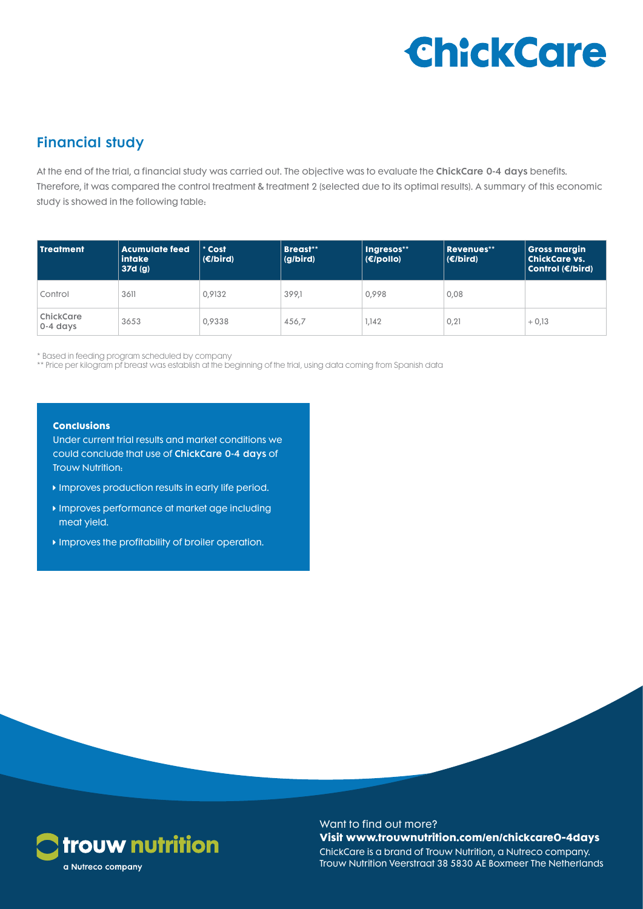# ChickCare

## Financial study

At the end of the trial, a financial study was carried out. The objective was to evaluate the **ChickCare 0-4 days** benefits. Therefore, it was compared the control treatment & treatment 2 (selected due to its optimal results). A summary of this economic study is showed in the following table:

| Treatment | Acumulate feed intake 37d (g) | * Cost (€/bird) | Breast** (g/bird) | Ingresos** (€/pollo) | Revenues** (€/bird) | Gross margin ChickCare vs. Control (€/bird) |
|---|---|---|---|---|---|---|
| Control | 3611 | 0,9132 | 399,1 | 0,998 | 0,08 | |
| ChickCare 0-4 days | 3653 | 0,9338 | 456,7 | 1,142 | 0,21 | + 0,13 |

\* Based in feeding program scheduled by company

\*\* Price per kilogram pf breast was establish at the beginning of the trial, using data coming from Spanish data

**Conclusions**

Under current trial results and market conditions we could conclude that use of **ChickCare 0-4 days** of Trouw Nutrition:

- Improves production results in early life period.
- Improves performance at market age including meat yield.
- Improves the profitability of broiler operation.

trouw nutrition
a Nutreco company

Want to find out more?
**Visit www.trouwnutrition.com/en/chickcare0-4days**
ChickCare is a brand of Trouw Nutrition, a Nutreco company.
Trouw Nutrition Veerstraat 38 5830 AE Boxmeer The Netherlands